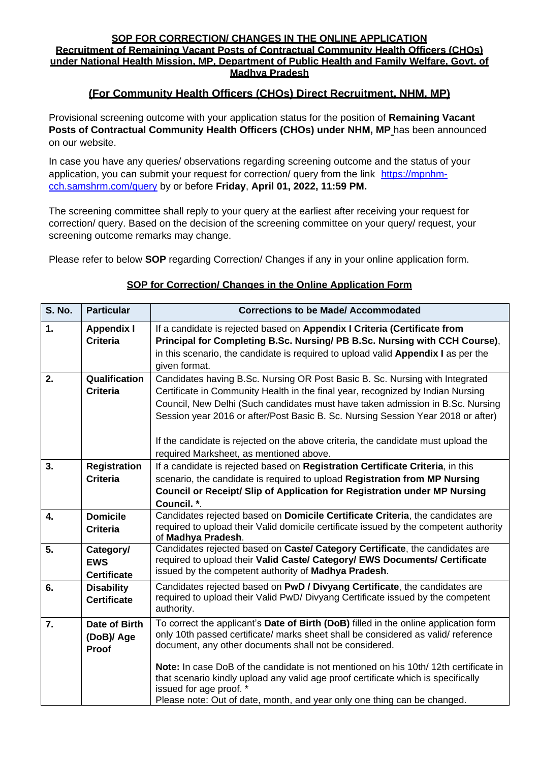# SOP FOR CORRECTION/ CHANGES IN THE ONLINE APPLICATION

## Recruitment of Remaining Vacant Posts of Contractual Community Health Officers (CHOs) under National Health Mission, MP, Department of Public Health and Family Welfare, Govt. of Madhya Pradesh

## (For Community Health Officers (CHOs) Direct Recruitment, NHM, MP)

Provisional screening outcome with your application status for the position of **Remaining Vacant Posts of Contractual Community Health Officers (CHOs) under NHM, MP** has been announced on our website.

In case you have any queries/ observations regarding screening outcome and the status of your application, you can submit your request for correction/ query from the link https://mpnhm-cch.samshrm.com/query by or before **Friday**, **April 01, 2022, 11:59 PM.**

The screening committee shall reply to your query at the earliest after receiving your request for correction/ query. Based on the decision of the screening committee on your query/ request, your screening outcome remarks may change.

Please refer to below **SOP** regarding Correction/ Changes if any in your online application form.

### SOP for Correction/ Changes in the Online Application Form

| S. No. | Particular | Corrections to be Made/ Accommodated |
|---|---|---|
| 1. | **Appendix I Criteria** | If a candidate is rejected based on **Appendix I Criteria (Certificate from Principal for Completing B.Sc. Nursing/ PB B.Sc. Nursing with CCH Course)**, in this scenario, the candidate is required to upload valid **Appendix I** as per the given format. |
| 2. | **Qualification Criteria** | Candidates having B.Sc. Nursing OR Post Basic B. Sc. Nursing with Integrated Certificate in Community Health in the final year, recognized by Indian Nursing Council, New Delhi (Such candidates must have taken admission in B.Sc. Nursing Session year 2016 or after/Post Basic B. Sc. Nursing Session Year 2018 or after)<br><br>If the candidate is rejected on the above criteria, the candidate must upload the required Marksheet, as mentioned above. |
| 3. | **Registration Criteria** | If a candidate is rejected based on **Registration Certificate Criteria**, in this scenario, the candidate is required to upload **Registration from MP Nursing Council or Receipt/ Slip of Application for Registration under MP Nursing Council. ***. |
| 4. | **Domicile Criteria** | Candidates rejected based on **Domicile Certificate Criteria**, the candidates are required to upload their Valid domicile certificate issued by the competent authority of **Madhya Pradesh**. |
| 5. | **Category/ EWS Certificate** | Candidates rejected based on **Caste/ Category Certificate**, the candidates are required to upload their **Valid Caste/ Category/ EWS Documents/ Certificate** issued by the competent authority of **Madhya Pradesh**. |
| 6. | **Disability Certificate** | Candidates rejected based on **PwD / Divyang Certificate**, the candidates are required to upload their Valid PwD/ Divyang Certificate issued by the competent authority. |
| 7. | **Date of Birth (DoB)/ Age Proof** | To correct the applicant's **Date of Birth (DoB)** filled in the online application form only 10th passed certificate/ marks sheet shall be considered as valid/ reference document, any other documents shall not be considered.<br><br>**Note:** In case DoB of the candidate is not mentioned on his 10th/ 12th certificate in that scenario kindly upload any valid age proof certificate which is specifically issued for age proof. *<br>Please note: Out of date, month, and year only one thing can be changed. |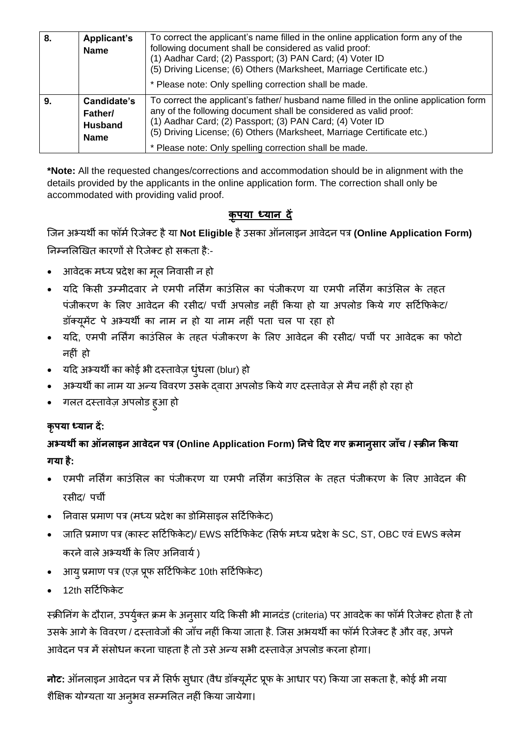| | | |
|---|---|---|
| 8. | **Applicant's Name** | To correct the applicant's name filled in the online application form any of the following document shall be considered as valid proof:<br>(1) Aadhar Card; (2) Passport; (3) PAN Card; (4) Voter ID<br>(5) Driving License; (6) Others (Marksheet, Marriage Certificate etc.)<br>* Please note: Only spelling correction shall be made. |
| 9. | **Candidate's Father/ Husband Name** | To correct the applicant's father/ husband name filled in the online application form any of the following document shall be considered as valid proof:<br>(1) Aadhar Card; (2) Passport; (3) PAN Card; (4) Voter ID<br>(5) Driving License; (6) Others (Marksheet, Marriage Certificate etc.)<br>* Please note: Only spelling correction shall be made. |

***Note:** All the requested changes/corrections and accommodation should be in alignment with the details provided by the applicants in the online application form. The correction shall only be accommodated with providing valid proof.

## कृपया ध्यान दें

जिन अभ्यर्थी का फॉर्म रिजेक्ट है या **Not Eligible** है उसका ऑनलाइन आवेदन पत्र **(Online Application Form)** निम्नलिखित कारणों से रिजेक्ट हो सकता है:-

- आवेदक मध्य प्रदेश का मूल निवासी न हो
- यदि किसी उम्मीदवार ने एमपी नर्सिंग काउंसिल का पंजीकरण या एमपी नर्सिंग काउंसिल के तहत पंजीकरण के लिए आवेदन की रसीद/ पर्ची अपलोड नहीं किया हो या अपलोड किये गए सर्टिफिकेट/ डॉक्यूमेंट पे अभ्यर्थी का नाम न हो या नाम नहीं पता चल पा रहा हो
- यदि, एमपी नर्सिंग काउंसिल के तहत पंजीकरण के लिए आवेदन की रसीद/ पर्ची पर आवेदक का फोटो नहीं हो
- यदि अभ्यर्थी का कोई भी दस्तावेज़ धुंधला (blur) हो
- अभ्यर्थी का नाम या अन्य विवरण उसके द्वारा अपलोड किये गए दस्तावेज़ से मैच नहीं हो रहा हो
- गलत दस्तावेज़ अपलोड हुआ हो

**कृपया ध्यान दें:**

**अभ्यर्थी का ऑनलाइन आवेदन पत्र (Online Application Form) निचे दिए गए क्रमानुसार जाँच / स्क्रीन किया गया है:**

- एमपी नर्सिंग काउंसिल का पंजीकरण या एमपी नर्सिंग काउंसिल के तहत पंजीकरण के लिए आवेदन की रसीद/ पर्ची
- निवास प्रमाण पत्र (मध्य प्रदेश का डोमिसाइल सर्टिफिकेट)
- जाति प्रमाण पत्र (कास्ट सर्टिफिकेट)/ EWS सर्टिफिकेट (सिर्फ मध्य प्रदेश के SC, ST, OBC एवं EWS क्लेम करने वाले अभ्यर्थी के लिए अनिवार्य )
- आयु प्रमाण पत्र (एज़ प्रूफ सर्टिफिकेट 10th सर्टिफिकेट)
- 12th सर्टिफिकेट

स्क्रीनिंग के दौरान, उपर्युक्त क्रम के अनुसार यदि किसी भी मानदंड (criteria) पर आवदेक का फॉर्म रिजेक्ट होता है तो उसके आगे के विवरण / दस्तावेजों की जाँच नहीं किया जाता है. जिस अभयर्थी का फॉर्म रिजेक्ट है और वह, अपने आवेदन पत्र में संसोधन करना चाहता है तो उसे अन्य सभी दस्तावेज़ अपलोड करना होगा।

**नोट:** ऑनलाइन आवेदन पत्र में सिर्फ सुधार (वैध डॉक्यूमेंट प्रूफ के आधार पर) किया जा सकता है, कोई भी नया शैक्षिक योग्यता या अनुभव सम्मलित नहीं किया जायेगा।